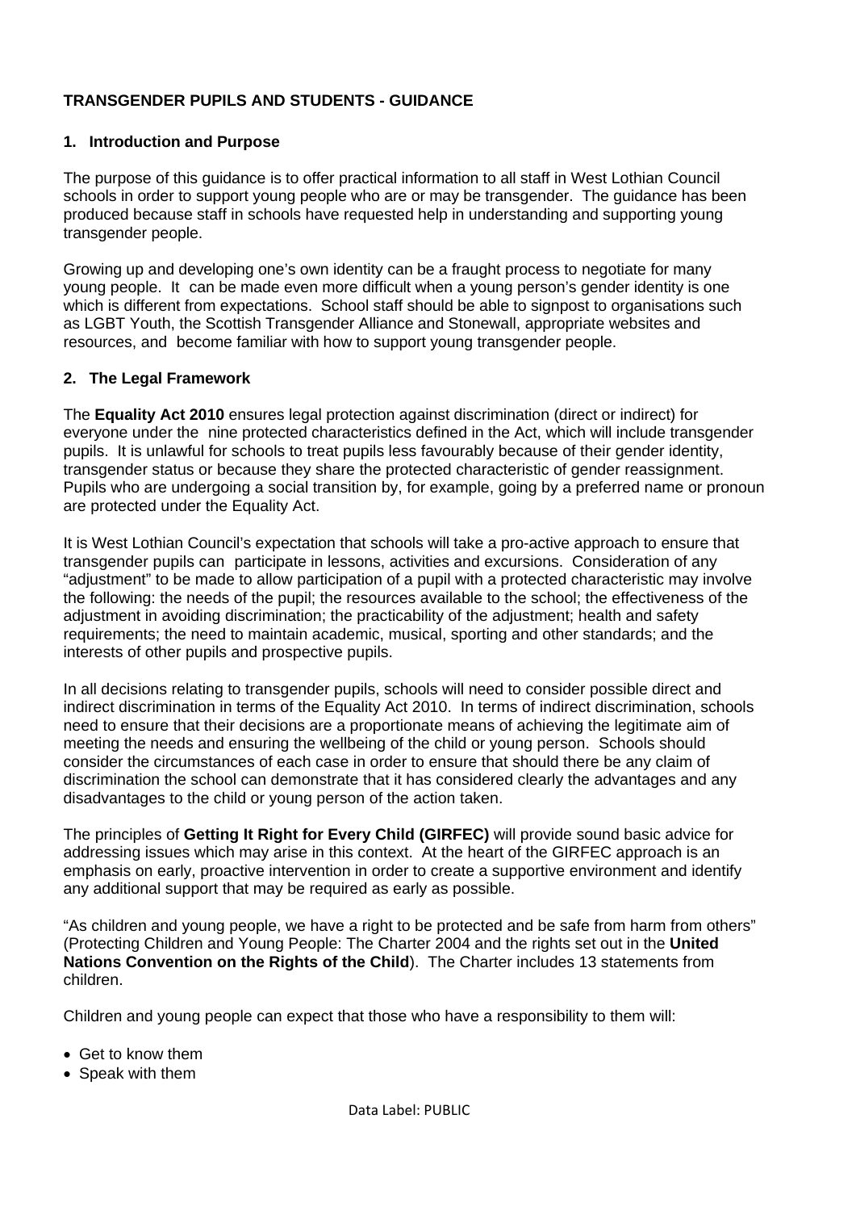# TRANSGENDER PUPILS AND STUDENTS - GUIDANCE

## 1. Introduction and Purpose

The purpose of this guidance is to offer practical information to all staff in West Lothian Council schools in order to support young people who are or may be transgender. The guidance has been produced because staff in schools have requested help in understanding and supporting young transgender people.

Growing up and developing one's own identity can be a fraught process to negotiate for many young people. It can be made even more difficult when a young person's gender identity is one which is different from expectations. School staff should be able to signpost to organisations such as LGBT Youth, the Scottish Transgender Alliance and Stonewall, appropriate websites and resources, and become familiar with how to support young transgender people.

## 2. The Legal Framework

The **Equality Act 2010** ensures legal protection against discrimination (direct or indirect) for everyone under the nine protected characteristics defined in the Act, which will include transgender pupils. It is unlawful for schools to treat pupils less favourably because of their gender identity, transgender status or because they share the protected characteristic of gender reassignment. Pupils who are undergoing a social transition by, for example, going by a preferred name or pronoun are protected under the Equality Act.

It is West Lothian Council's expectation that schools will take a pro-active approach to ensure that transgender pupils can participate in lessons, activities and excursions. Consideration of any "adjustment" to be made to allow participation of a pupil with a protected characteristic may involve the following: the needs of the pupil; the resources available to the school; the effectiveness of the adjustment in avoiding discrimination; the practicability of the adjustment; health and safety requirements; the need to maintain academic, musical, sporting and other standards; and the interests of other pupils and prospective pupils.

In all decisions relating to transgender pupils, schools will need to consider possible direct and indirect discrimination in terms of the Equality Act 2010. In terms of indirect discrimination, schools need to ensure that their decisions are a proportionate means of achieving the legitimate aim of meeting the needs and ensuring the wellbeing of the child or young person. Schools should consider the circumstances of each case in order to ensure that should there be any claim of discrimination the school can demonstrate that it has considered clearly the advantages and any disadvantages to the child or young person of the action taken.

The principles of **Getting It Right for Every Child (GIRFEC)** will provide sound basic advice for addressing issues which may arise in this context. At the heart of the GIRFEC approach is an emphasis on early, proactive intervention in order to create a supportive environment and identify any additional support that may be required as early as possible.

"As children and young people, we have a right to be protected and be safe from harm from others" (Protecting Children and Young People: The Charter 2004 and the rights set out in the **United Nations Convention on the Rights of the Child**). The Charter includes 13 statements from children.

Children and young people can expect that those who have a responsibility to them will:

- Get to know them
- Speak with them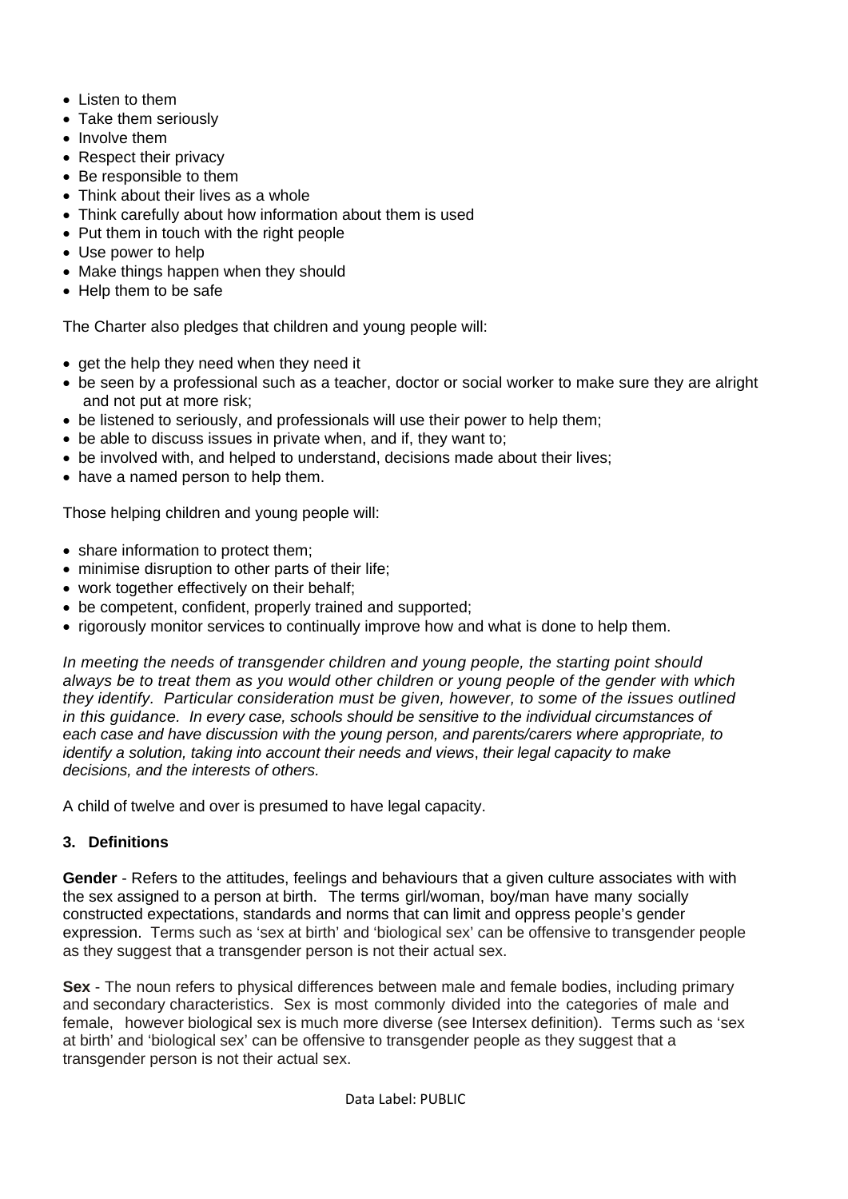- Listen to them
- Take them seriously
- Involve them
- Respect their privacy
- Be responsible to them
- Think about their lives as a whole
- Think carefully about how information about them is used
- Put them in touch with the right people
- Use power to help
- Make things happen when they should
- Help them to be safe

The Charter also pledges that children and young people will:

- get the help they need when they need it
- be seen by a professional such as a teacher, doctor or social worker to make sure they are alright and not put at more risk;
- be listened to seriously, and professionals will use their power to help them;
- be able to discuss issues in private when, and if, they want to;
- be involved with, and helped to understand, decisions made about their lives;
- have a named person to help them.

Those helping children and young people will:

- share information to protect them;
- minimise disruption to other parts of their life;
- work together effectively on their behalf;
- be competent, confident, properly trained and supported;
- rigorously monitor services to continually improve how and what is done to help them.

*In meeting the needs of transgender children and young people, the starting point should always be to treat them as you would other children or young people of the gender with which they identify. Particular consideration must be given, however, to some of the issues outlined in this guidance. In every case, schools should be sensitive to the individual circumstances of each case and have discussion with the young person, and parents/carers where appropriate, to identify a solution, taking into account their needs and views, their legal capacity to make decisions, and the interests of others.*

A child of twelve and over is presumed to have legal capacity.

## 3. Definitions

**Gender** - Refers to the attitudes, feelings and behaviours that a given culture associates with with the sex assigned to a person at birth. The terms girl/woman, boy/man have many socially constructed expectations, standards and norms that can limit and oppress people's gender expression. Terms such as 'sex at birth' and 'biological sex' can be offensive to transgender people as they suggest that a transgender person is not their actual sex.

**Sex** - The noun refers to physical differences between male and female bodies, including primary and secondary characteristics. Sex is most commonly divided into the categories of male and female, however biological sex is much more diverse (see Intersex definition). Terms such as 'sex at birth' and 'biological sex' can be offensive to transgender people as they suggest that a transgender person is not their actual sex.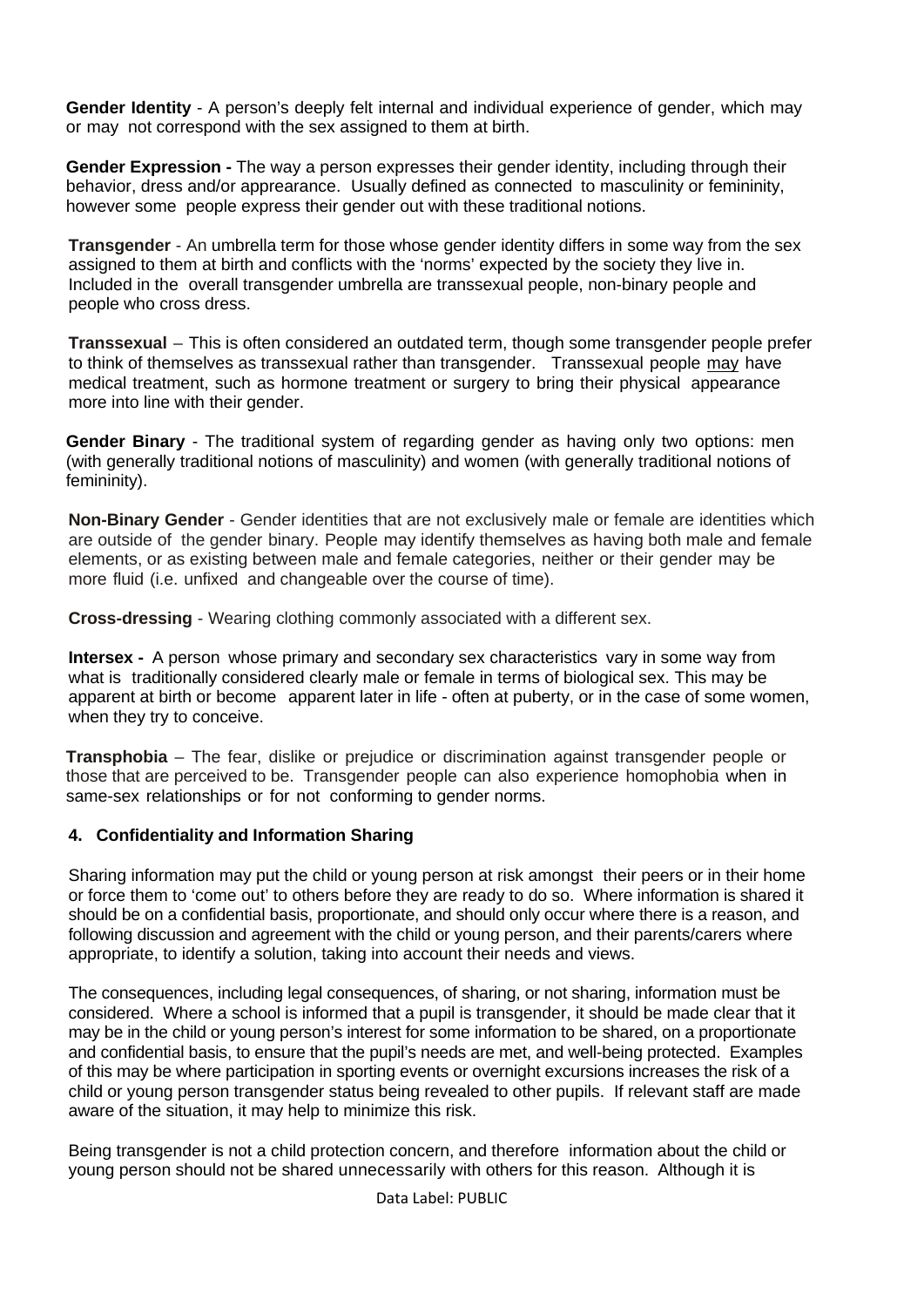**Gender Identity** - A person's deeply felt internal and individual experience of gender, which may or may not correspond with the sex assigned to them at birth.

**Gender Expression -** The way a person expresses their gender identity, including through their behavior, dress and/or appearance. Usually defined as connected to masculinity or femininity, however some people express their gender out with these traditional notions.

**Transgender** - An umbrella term for those whose gender identity differs in some way from the sex assigned to them at birth and conflicts with the 'norms' expected by the society they live in. Included in the overall transgender umbrella are transsexual people, non-binary people and people who cross dress.

**Transsexual** – This is often considered an outdated term, though some transgender people prefer to think of themselves as transsexual rather than transgender. Transsexual people may have medical treatment, such as hormone treatment or surgery to bring their physical appearance more into line with their gender.

**Gender Binary** - The traditional system of regarding gender as having only two options: men (with generally traditional notions of masculinity) and women (with generally traditional notions of femininity).

**Non-Binary Gender** - Gender identities that are not exclusively male or female are identities which are outside of the gender binary. People may identify themselves as having both male and female elements, or as existing between male and female categories, neither or their gender may be more fluid (i.e. unfixed and changeable over the course of time).

**Cross-dressing** - Wearing clothing commonly associated with a different sex.

**Intersex -** A person whose primary and secondary sex characteristics vary in some way from what is traditionally considered clearly male or female in terms of biological sex. This may be apparent at birth or become apparent later in life - often at puberty, or in the case of some women, when they try to conceive.

**Transphobia** – The fear, dislike or prejudice or discrimination against transgender people or those that are perceived to be. Transgender people can also experience homophobia when in same-sex relationships or for not conforming to gender norms.

## 4. Confidentiality and Information Sharing

Sharing information may put the child or young person at risk amongst their peers or in their home or force them to 'come out' to others before they are ready to do so. Where information is shared it should be on a confidential basis, proportionate, and should only occur where there is a reason, and following discussion and agreement with the child or young person, and their parents/carers where appropriate, to identify a solution, taking into account their needs and views.

The consequences, including legal consequences, of sharing, or not sharing, information must be considered. Where a school is informed that a pupil is transgender, it should be made clear that it may be in the child or young person's interest for some information to be shared, on a proportionate and confidential basis, to ensure that the pupil's needs are met, and well-being protected. Examples of this may be where participation in sporting events or overnight excursions increases the risk of a child or young person transgender status being revealed to other pupils. If relevant staff are made aware of the situation, it may help to minimize this risk.

Being transgender is not a child protection concern, and therefore information about the child or young person should not be shared unnecessarily with others for this reason. Although it is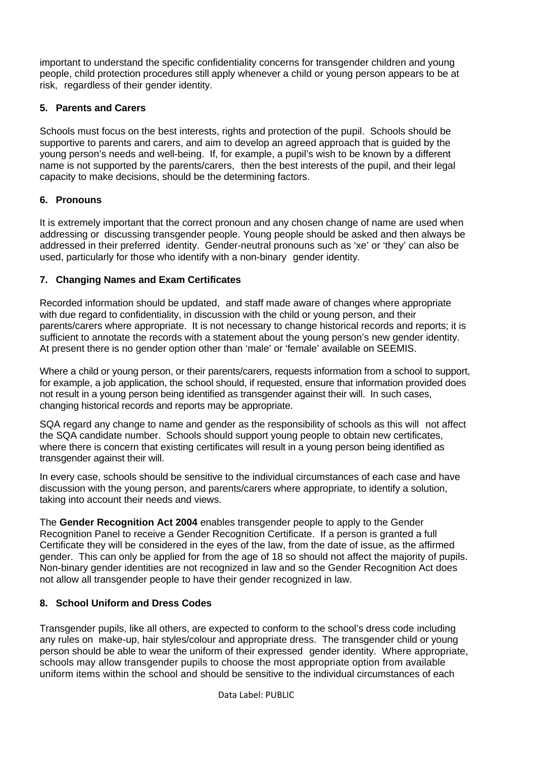important to understand the specific confidentiality concerns for transgender children and young people, child protection procedures still apply whenever a child or young person appears to be at risk, regardless of their gender identity.

### 5. Parents and Carers

Schools must focus on the best interests, rights and protection of the pupil. Schools should be supportive to parents and carers, and aim to develop an agreed approach that is guided by the young person's needs and well-being. If, for example, a pupil's wish to be known by a different name is not supported by the parents/carers, then the best interests of the pupil, and their legal capacity to make decisions, should be the determining factors.

### 6. Pronouns

It is extremely important that the correct pronoun and any chosen change of name are used when addressing or discussing transgender people. Young people should be asked and then always be addressed in their preferred identity. Gender-neutral pronouns such as 'xe' or 'they' can also be used, particularly for those who identify with a non-binary gender identity.

### 7. Changing Names and Exam Certificates

Recorded information should be updated, and staff made aware of changes where appropriate with due regard to confidentiality, in discussion with the child or young person, and their parents/carers where appropriate. It is not necessary to change historical records and reports; it is sufficient to annotate the records with a statement about the young person's new gender identity. At present there is no gender option other than 'male' or 'female' available on SEEMIS.

Where a child or young person, or their parents/carers, requests information from a school to support, for example, a job application, the school should, if requested, ensure that information provided does not result in a young person being identified as transgender against their will. In such cases, changing historical records and reports may be appropriate.

SQA regard any change to name and gender as the responsibility of schools as this will not affect the SQA candidate number. Schools should support young people to obtain new certificates, where there is concern that existing certificates will result in a young person being identified as transgender against their will.

In every case, schools should be sensitive to the individual circumstances of each case and have discussion with the young person, and parents/carers where appropriate, to identify a solution, taking into account their needs and views.

The **Gender Recognition Act 2004** enables transgender people to apply to the Gender Recognition Panel to receive a Gender Recognition Certificate. If a person is granted a full Certificate they will be considered in the eyes of the law, from the date of issue, as the affirmed gender. This can only be applied for from the age of 18 so should not affect the majority of pupils. Non-binary gender identities are not recognized in law and so the Gender Recognition Act does not allow all transgender people to have their gender recognized in law.

### 8. School Uniform and Dress Codes

Transgender pupils, like all others, are expected to conform to the school's dress code including any rules on make-up, hair styles/colour and appropriate dress. The transgender child or young person should be able to wear the uniform of their expressed gender identity. Where appropriate, schools may allow transgender pupils to choose the most appropriate option from available uniform items within the school and should be sensitive to the individual circumstances of each

Data Label: PUBLIC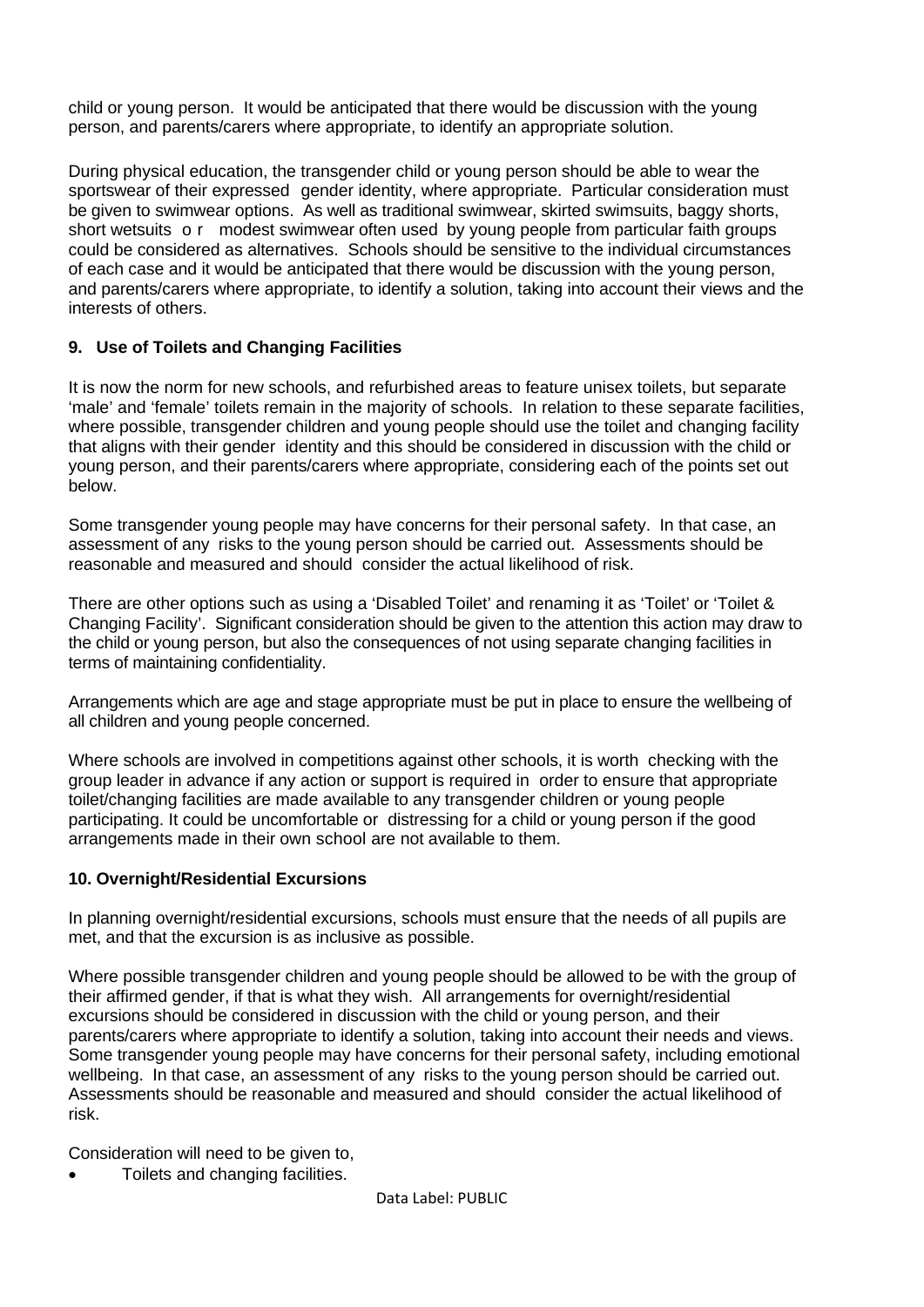child or young person. It would be anticipated that there would be discussion with the young person, and parents/carers where appropriate, to identify an appropriate solution.

During physical education, the transgender child or young person should be able to wear the sportswear of their expressed gender identity, where appropriate. Particular consideration must be given to swimwear options. As well as traditional swimwear, skirted swimsuits, baggy shorts, short wetsuits or modest swimwear often used by young people from particular faith groups could be considered as alternatives. Schools should be sensitive to the individual circumstances of each case and it would be anticipated that there would be discussion with the young person, and parents/carers where appropriate, to identify a solution, taking into account their views and the interests of others.

### 9. Use of Toilets and Changing Facilities

It is now the norm for new schools, and refurbished areas to feature unisex toilets, but separate 'male' and 'female' toilets remain in the majority of schools. In relation to these separate facilities, where possible, transgender children and young people should use the toilet and changing facility that aligns with their gender identity and this should be considered in discussion with the child or young person, and their parents/carers where appropriate, considering each of the points set out below.

Some transgender young people may have concerns for their personal safety. In that case, an assessment of any risks to the young person should be carried out. Assessments should be reasonable and measured and should consider the actual likelihood of risk.

There are other options such as using a 'Disabled Toilet' and renaming it as 'Toilet' or 'Toilet & Changing Facility'. Significant consideration should be given to the attention this action may draw to the child or young person, but also the consequences of not using separate changing facilities in terms of maintaining confidentiality.

Arrangements which are age and stage appropriate must be put in place to ensure the wellbeing of all children and young people concerned.

Where schools are involved in competitions against other schools, it is worth checking with the group leader in advance if any action or support is required in order to ensure that appropriate toilet/changing facilities are made available to any transgender children or young people participating. It could be uncomfortable or distressing for a child or young person if the good arrangements made in their own school are not available to them.

### 10. Overnight/Residential Excursions

In planning overnight/residential excursions, schools must ensure that the needs of all pupils are met, and that the excursion is as inclusive as possible.

Where possible transgender children and young people should be allowed to be with the group of their affirmed gender, if that is what they wish. All arrangements for overnight/residential excursions should be considered in discussion with the child or young person, and their parents/carers where appropriate to identify a solution, taking into account their needs and views. Some transgender young people may have concerns for their personal safety, including emotional wellbeing. In that case, an assessment of any risks to the young person should be carried out. Assessments should be reasonable and measured and should consider the actual likelihood of risk.

Consideration will need to be given to,

- Toilets and changing facilities.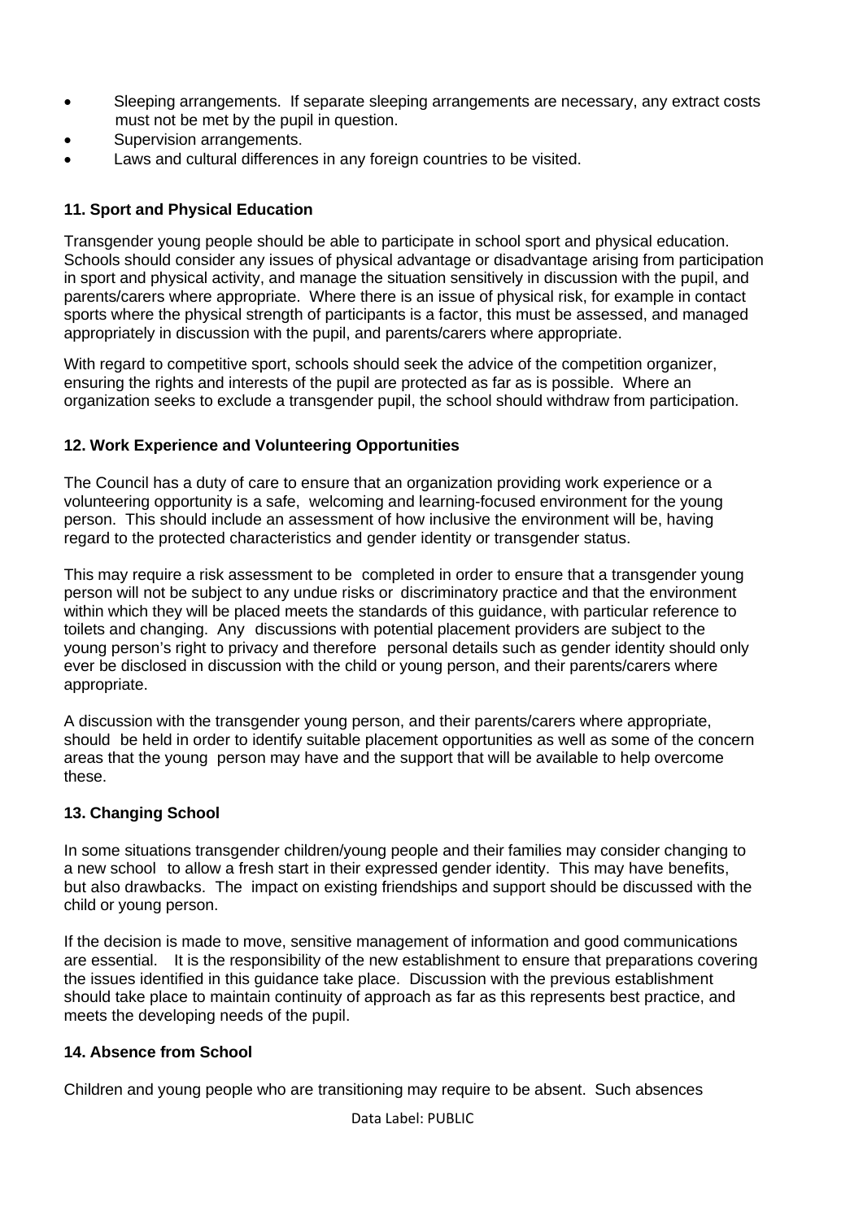- Sleeping arrangements. If separate sleeping arrangements are necessary, any extract costs must not be met by the pupil in question.
- Supervision arrangements.
- Laws and cultural differences in any foreign countries to be visited.

**11. Sport and Physical Education**

Transgender young people should be able to participate in school sport and physical education. Schools should consider any issues of physical advantage or disadvantage arising from participation in sport and physical activity, and manage the situation sensitively in discussion with the pupil, and parents/carers where appropriate. Where there is an issue of physical risk, for example in contact sports where the physical strength of participants is a factor, this must be assessed, and managed appropriately in discussion with the pupil, and parents/carers where appropriate.

With regard to competitive sport, schools should seek the advice of the competition organizer, ensuring the rights and interests of the pupil are protected as far as is possible. Where an organization seeks to exclude a transgender pupil, the school should withdraw from participation.

**12. Work Experience and Volunteering Opportunities**

The Council has a duty of care to ensure that an organization providing work experience or a volunteering opportunity is a safe, welcoming and learning-focused environment for the young person. This should include an assessment of how inclusive the environment will be, having regard to the protected characteristics and gender identity or transgender status.

This may require a risk assessment to be completed in order to ensure that a transgender young person will not be subject to any undue risks or discriminatory practice and that the environment within which they will be placed meets the standards of this guidance, with particular reference to toilets and changing. Any discussions with potential placement providers are subject to the young person's right to privacy and therefore personal details such as gender identity should only ever be disclosed in discussion with the child or young person, and their parents/carers where appropriate.

A discussion with the transgender young person, and their parents/carers where appropriate, should be held in order to identify suitable placement opportunities as well as some of the concern areas that the young person may have and the support that will be available to help overcome these.

**13. Changing School**

In some situations transgender children/young people and their families may consider changing to a new school to allow a fresh start in their expressed gender identity. This may have benefits, but also drawbacks. The impact on existing friendships and support should be discussed with the child or young person.

If the decision is made to move, sensitive management of information and good communications are essential. It is the responsibility of the new establishment to ensure that preparations covering the issues identified in this guidance take place. Discussion with the previous establishment should take place to maintain continuity of approach as far as this represents best practice, and meets the developing needs of the pupil.

**14. Absence from School**

Children and young people who are transitioning may require to be absent. Such absences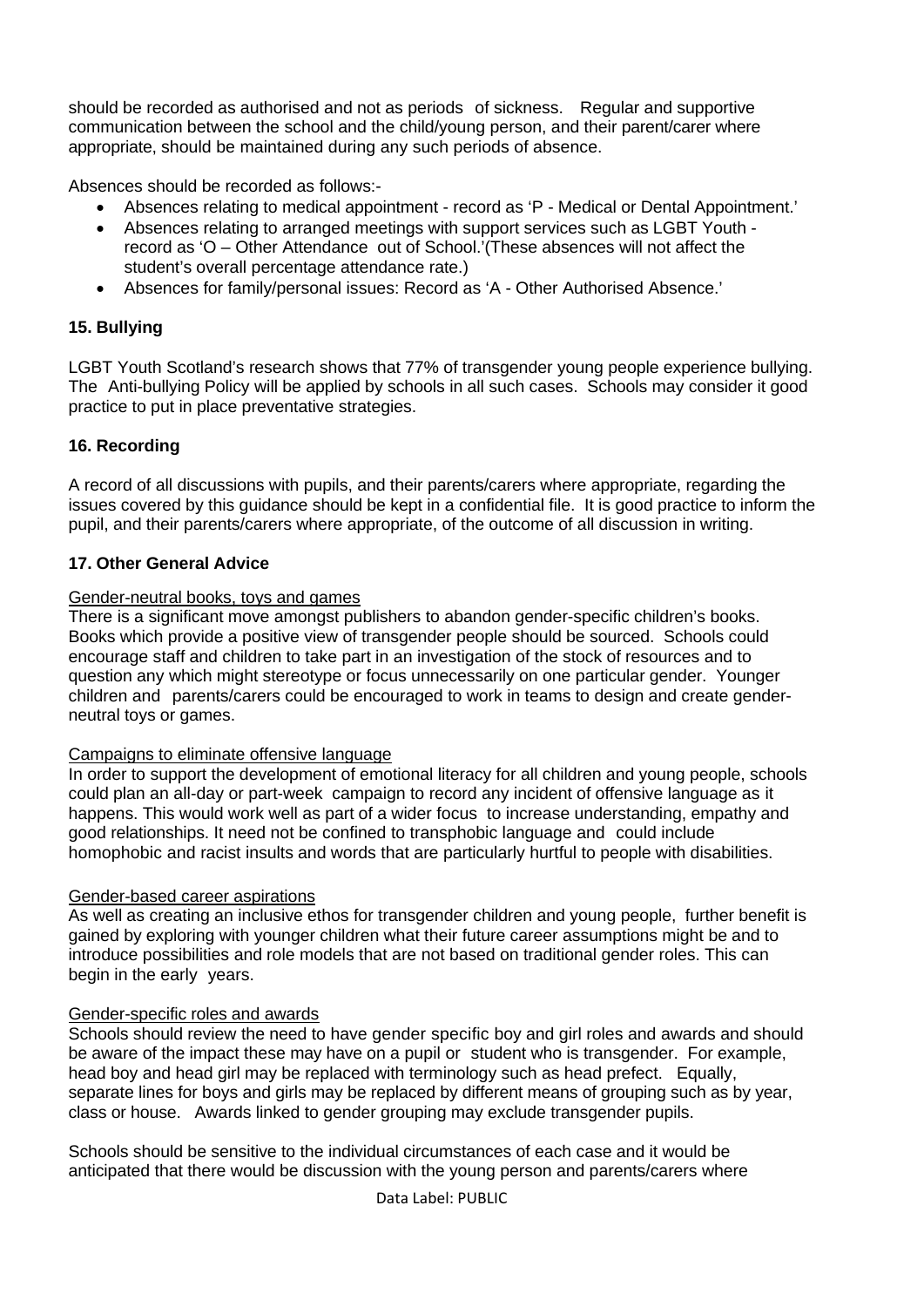should be recorded as authorised and not as periods of sickness. Regular and supportive communication between the school and the child/young person, and their parent/carer where appropriate, should be maintained during any such periods of absence.

Absences should be recorded as follows:-

- Absences relating to medical appointment - record as 'P - Medical or Dental Appointment.'
- Absences relating to arranged meetings with support services such as LGBT Youth - record as 'O – Other Attendance out of School.'(These absences will not affect the student's overall percentage attendance rate.)
- Absences for family/personal issues: Record as 'A - Other Authorised Absence.'

### 15. Bullying

LGBT Youth Scotland's research shows that 77% of transgender young people experience bullying. The Anti-bullying Policy will be applied by schools in all such cases. Schools may consider it good practice to put in place preventative strategies.

### 16. Recording

A record of all discussions with pupils, and their parents/carers where appropriate, regarding the issues covered by this guidance should be kept in a confidential file. It is good practice to inform the pupil, and their parents/carers where appropriate, of the outcome of all discussion in writing.

### 17. Other General Advice

Gender-neutral books, toys and games

There is a significant move amongst publishers to abandon gender-specific children's books. Books which provide a positive view of transgender people should be sourced. Schools could encourage staff and children to take part in an investigation of the stock of resources and to question any which might stereotype or focus unnecessarily on one particular gender. Younger children and parents/carers could be encouraged to work in teams to design and create gender-neutral toys or games.

Campaigns to eliminate offensive language

In order to support the development of emotional literacy for all children and young people, schools could plan an all-day or part-week campaign to record any incident of offensive language as it happens. This would work well as part of a wider focus to increase understanding, empathy and good relationships. It need not be confined to transphobic language and could include homophobic and racist insults and words that are particularly hurtful to people with disabilities.

Gender-based career aspirations

As well as creating an inclusive ethos for transgender children and young people, further benefit is gained by exploring with younger children what their future career assumptions might be and to introduce possibilities and role models that are not based on traditional gender roles. This can begin in the early years.

Gender-specific roles and awards

Schools should review the need to have gender specific boy and girl roles and awards and should be aware of the impact these may have on a pupil or student who is transgender. For example, head boy and head girl may be replaced with terminology such as head prefect. Equally, separate lines for boys and girls may be replaced by different means of grouping such as by year, class or house. Awards linked to gender grouping may exclude transgender pupils.

Schools should be sensitive to the individual circumstances of each case and it would be anticipated that there would be discussion with the young person and parents/carers where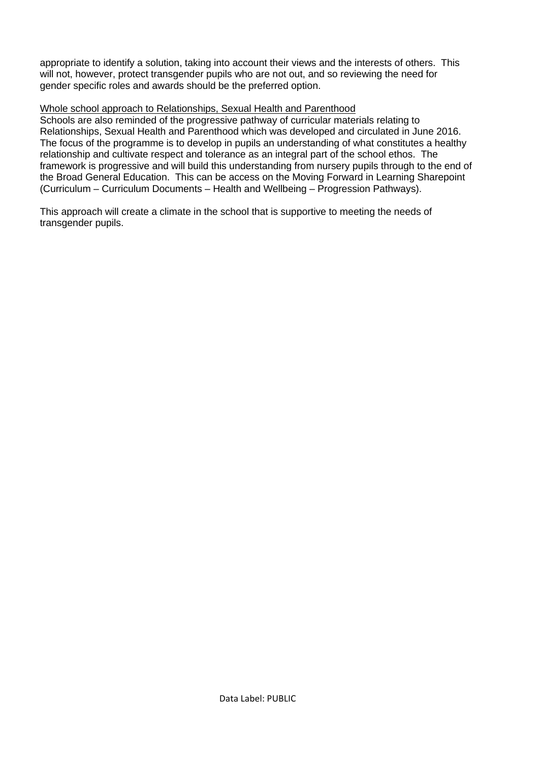appropriate to identify a solution, taking into account their views and the interests of others. This will not, however, protect transgender pupils who are not out, and so reviewing the need for gender specific roles and awards should be the preferred option.

<u>Whole school approach to Relationships, Sexual Health and Parenthood</u>

Schools are also reminded of the progressive pathway of curricular materials relating to Relationships, Sexual Health and Parenthood which was developed and circulated in June 2016. The focus of the programme is to develop in pupils an understanding of what constitutes a healthy relationship and cultivate respect and tolerance as an integral part of the school ethos. The framework is progressive and will build this understanding from nursery pupils through to the end of the Broad General Education. This can be access on the Moving Forward in Learning Sharepoint (Curriculum – Curriculum Documents – Health and Wellbeing – Progression Pathways).

This approach will create a climate in the school that is supportive to meeting the needs of transgender pupils.

Data Label: PUBLIC